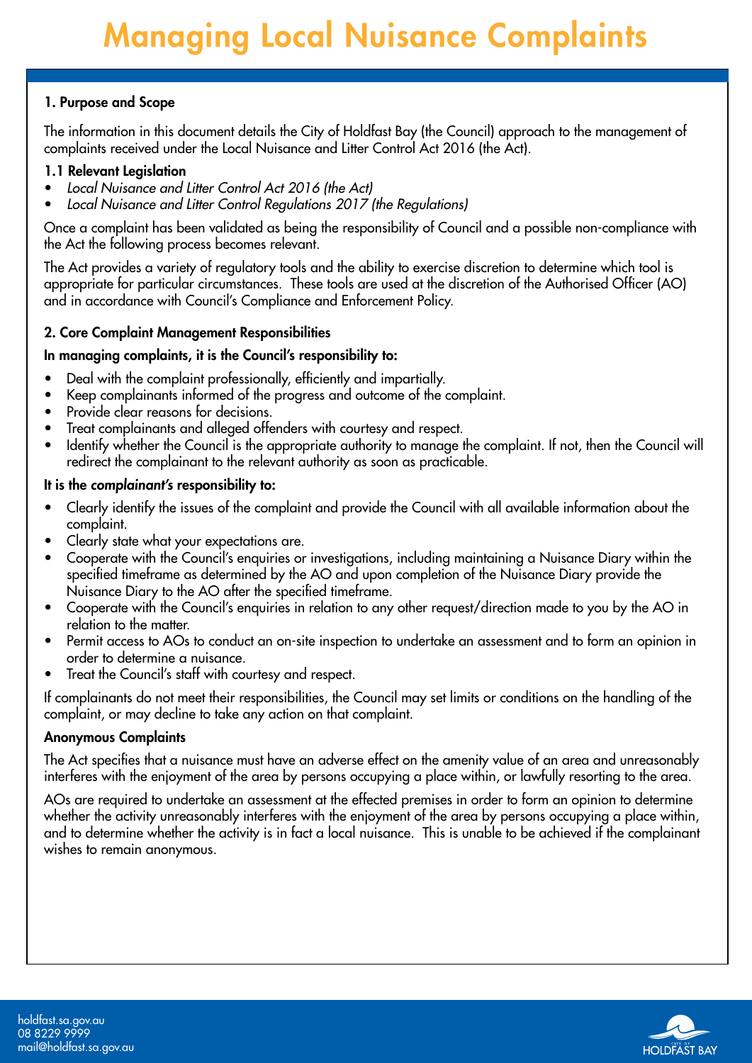# Managing Local Nuisance Complaints

## 1. Purpose and Scope

The information in this document details the City of Holdfast Bay (the Council) approach to the management of complaints received under the Local Nuisance and Litter Control Act 2016 (the Act).

### 1.1 Relevant Legislation

- *Local Nuisance and Litter Control Act 2016 (the Act)*
- *Local Nuisance and Litter Control Regulations 2017 (the Regulations)*

Once a complaint has been validated as being the responsibility of Council and a possible non-compliance with the Act the following process becomes relevant.

The Act provides a variety of regulatory tools and the ability to exercise discretion to determine which tool is appropriate for particular circumstances. These tools are used at the discretion of the Authorised Officer (AO) and in accordance with Council's Compliance and Enforcement Policy.

## 2. Core Complaint Management Responsibilities

**In managing complaints, it is the Council's responsibility to:**

- Deal with the complaint professionally, efficiently and impartially.
- Keep complainants informed of the progress and outcome of the complaint.
- Provide clear reasons for decisions.
- Treat complainants and alleged offenders with courtesy and respect.
- Identify whether the Council is the appropriate authority to manage the complaint. If not, then the Council will redirect the complainant to the relevant authority as soon as practicable.

**It is the *complainant's* responsibility to:**

- Clearly identify the issues of the complaint and provide the Council with all available information about the complaint.
- Clearly state what your expectations are.
- Cooperate with the Council's enquiries or investigations, including maintaining a Nuisance Diary within the specified timeframe as determined by the AO and upon completion of the Nuisance Diary provide the Nuisance Diary to the AO after the specified timeframe.
- Cooperate with the Council's enquiries in relation to any other request/direction made to you by the AO in relation to the matter.
- Permit access to AOs to conduct an on-site inspection to undertake an assessment and to form an opinion in order to determine a nuisance.
- Treat the Council's staff with courtesy and respect.

If complainants do not meet their responsibilities, the Council may set limits or conditions on the handling of the complaint, or may decline to take any action on that complaint.

**Anonymous Complaints**

The Act specifies that a nuisance must have an adverse effect on the amenity value of an area and unreasonably interferes with the enjoyment of the area by persons occupying a place within, or lawfully resorting to the area.

AOs are required to undertake an assessment at the effected premises in order to form an opinion to determine whether the activity unreasonably interferes with the enjoyment of the area by persons occupying a place within, and to determine whether the activity is in fact a local nuisance. This is unable to be achieved if the complainant wishes to remain anonymous.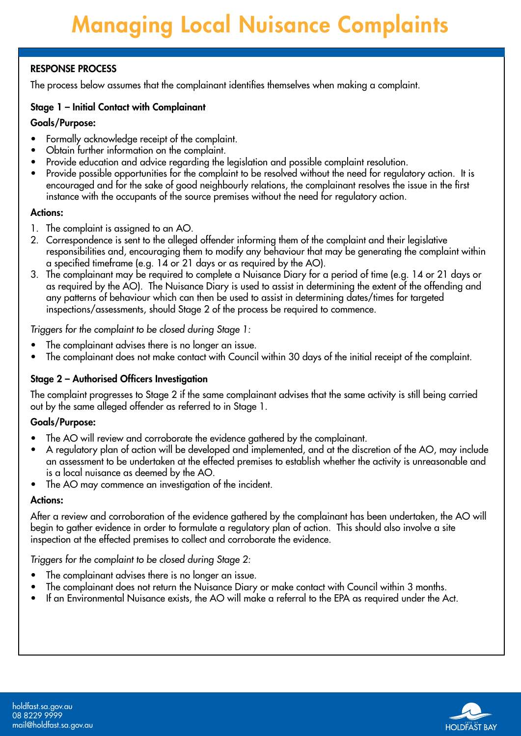# Managing Local Nuisance Complaints

## RESPONSE PROCESS

The process below assumes that the complainant identifies themselves when making a complaint.

### Stage 1 – Initial Contact with Complainant

**Goals/Purpose:**

- Formally acknowledge receipt of the complaint.
- Obtain further information on the complaint.
- Provide education and advice regarding the legislation and possible complaint resolution.
- Provide possible opportunities for the complaint to be resolved without the need for regulatory action. It is encouraged and for the sake of good neighbourly relations, the complainant resolves the issue in the first instance with the occupants of the source premises without the need for regulatory action.

**Actions:**

1. The complaint is assigned to an AO.
2. Correspondence is sent to the alleged offender informing them of the complaint and their legislative responsibilities and, encouraging them to modify any behaviour that may be generating the complaint within a specified timeframe (e.g. 14 or 21 days or as required by the AO).
3. The complainant may be required to complete a Nuisance Diary for a period of time (e.g. 14 or 21 days or as required by the AO). The Nuisance Diary is used to assist in determining the extent of the offending and any patterns of behaviour which can then be used to assist in determining dates/times for targeted inspections/assessments, should Stage 2 of the process be required to commence.

*Triggers for the complaint to be closed during Stage 1:*

- The complainant advises there is no longer an issue.
- The complainant does not make contact with Council within 30 days of the initial receipt of the complaint.

### Stage 2 – Authorised Officers Investigation

The complaint progresses to Stage 2 if the same complainant advises that the same activity is still being carried out by the same alleged offender as referred to in Stage 1.

**Goals/Purpose:**

- The AO will review and corroborate the evidence gathered by the complainant.
- A regulatory plan of action will be developed and implemented, and at the discretion of the AO, may include an assessment to be undertaken at the effected premises to establish whether the activity is unreasonable and is a local nuisance as deemed by the AO.
- The AO may commence an investigation of the incident.

**Actions:**

After a review and corroboration of the evidence gathered by the complainant has been undertaken, the AO will begin to gather evidence in order to formulate a regulatory plan of action. This should also involve a site inspection at the effected premises to collect and corroborate the evidence.

*Triggers for the complaint to be closed during Stage 2:*

- The complainant advises there is no longer an issue.
- The complainant does not return the Nuisance Diary or make contact with Council within 3 months.
- If an Environmental Nuisance exists, the AO will make a referral to the EPA as required under the Act.

holdfast.sa.gov.au
08 8229 9999
mail@holdfast.sa.gov.au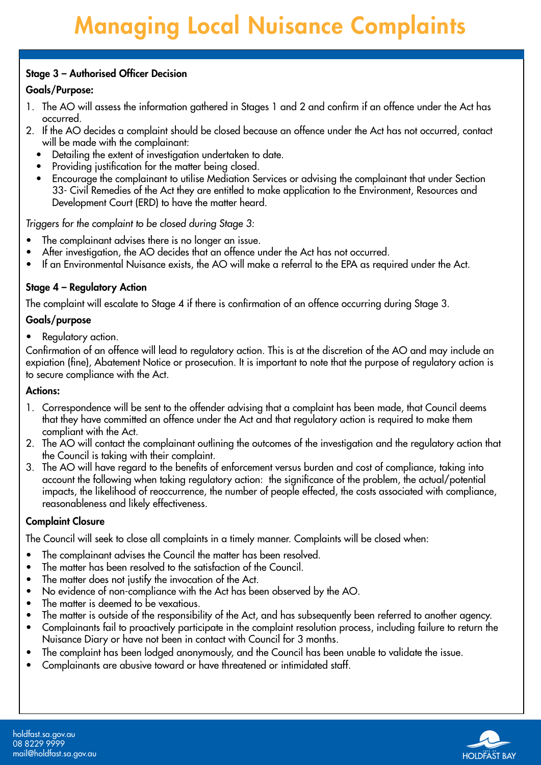# Managing Local Nuisance Complaints

**Stage 3 – Authorised Officer Decision**

**Goals/Purpose:**

1. The AO will assess the information gathered in Stages 1 and 2 and confirm if an offence under the Act has occurred.
2. If the AO decides a complaint should be closed because an offence under the Act has not occurred, contact will be made with the complainant:
   - Detailing the extent of investigation undertaken to date.
   - Providing justification for the matter being closed.
   - Encourage the complainant to utilise Mediation Services or advising the complainant that under Section 33- Civil Remedies of the Act they are entitled to make application to the Environment, Resources and Development Court (ERD) to have the matter heard.

*Triggers for the complaint to be closed during Stage 3:*

- The complainant advises there is no longer an issue.
- After investigation, the AO decides that an offence under the Act has not occurred.
- If an Environmental Nuisance exists, the AO will make a referral to the EPA as required under the Act.

**Stage 4 – Regulatory Action**

The complaint will escalate to Stage 4 if there is confirmation of an offence occurring during Stage 3.

**Goals/purpose**

- Regulatory action.

Confirmation of an offence will lead to regulatory action. This is at the discretion of the AO and may include an expiation (fine), Abatement Notice or prosecution. It is important to note that the purpose of regulatory action is to secure compliance with the Act.

**Actions:**

1. Correspondence will be sent to the offender advising that a complaint has been made, that Council deems that they have committed an offence under the Act and that regulatory action is required to make them compliant with the Act.
2. The AO will contact the complainant outlining the outcomes of the investigation and the regulatory action that the Council is taking with their complaint.
3. The AO will have regard to the benefits of enforcement versus burden and cost of compliance, taking into account the following when taking regulatory action: the significance of the problem, the actual/potential impacts, the likelihood of reoccurrence, the number of people effected, the costs associated with compliance, reasonableness and likely effectiveness.

**Complaint Closure**

The Council will seek to close all complaints in a timely manner. Complaints will be closed when:

- The complainant advises the Council the matter has been resolved.
- The matter has been resolved to the satisfaction of the Council.
- The matter does not justify the invocation of the Act.
- No evidence of non-compliance with the Act has been observed by the AO.
- The matter is deemed to be vexatious.
- The matter is outside of the responsibility of the Act, and has subsequently been referred to another agency.
- Complainants fail to proactively participate in the complaint resolution process, including failure to return the Nuisance Diary or have not been in contact with Council for 3 months.
- The complaint has been lodged anonymously, and the Council has been unable to validate the issue.
- Complainants are abusive toward or have threatened or intimidated staff.

holdfast.sa.gov.au
08 8229 9999
mail@holdfast.sa.gov.au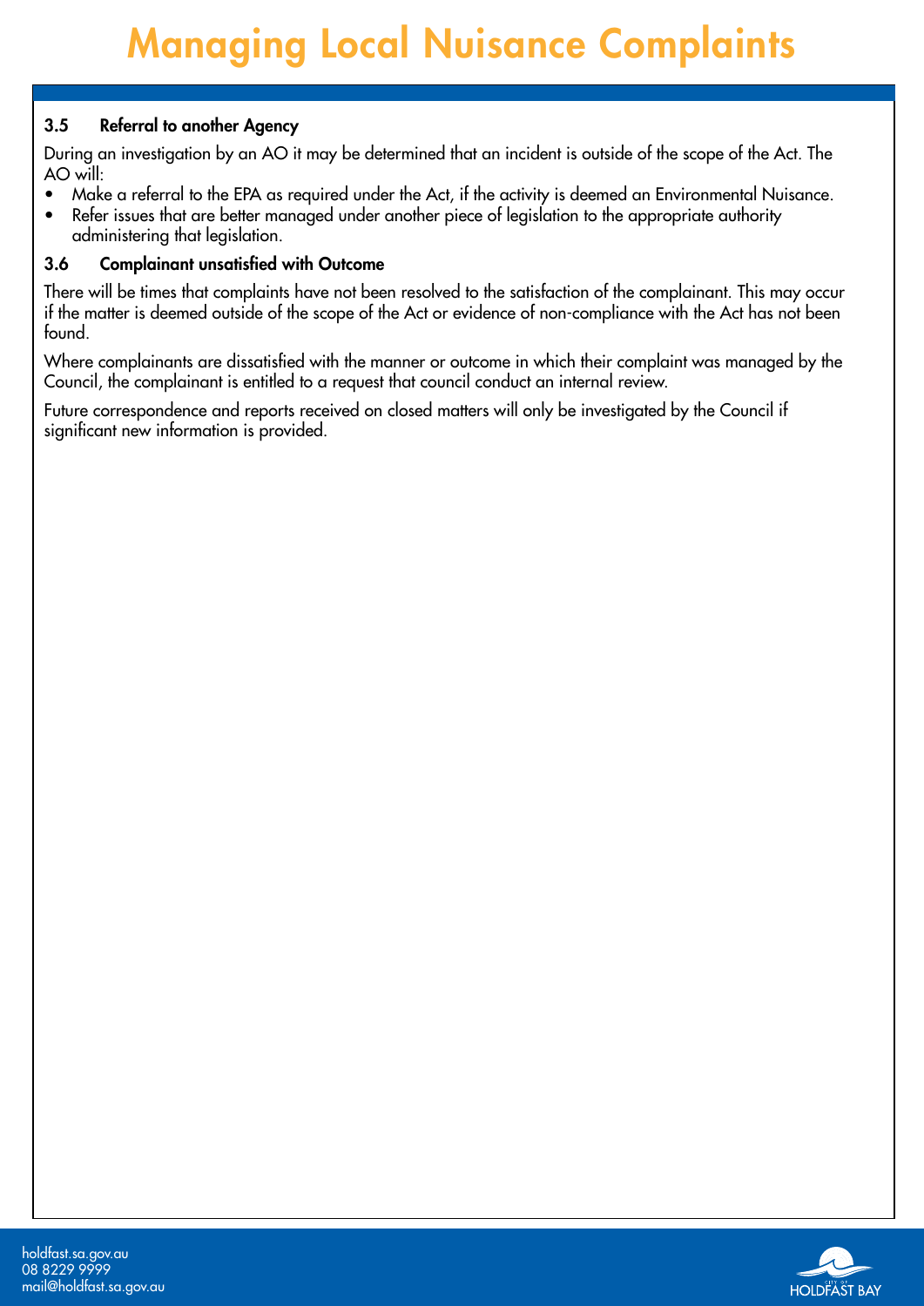### 3.5 Referral to another Agency

During an investigation by an AO it may be determined that an incident is outside of the scope of the Act. The AO will:

- Make a referral to the EPA as required under the Act, if the activity is deemed an Environmental Nuisance.
- Refer issues that are better managed under another piece of legislation to the appropriate authority administering that legislation.

### 3.6 Complainant unsatisfied with Outcome

There will be times that complaints have not been resolved to the satisfaction of the complainant. This may occur if the matter is deemed outside of the scope of the Act or evidence of non-compliance with the Act has not been found.

Where complainants are dissatisfied with the manner or outcome in which their complaint was managed by the Council, the complainant is entitled to a request that council conduct an internal review.

Future correspondence and reports received on closed matters will only be investigated by the Council if significant new information is provided.